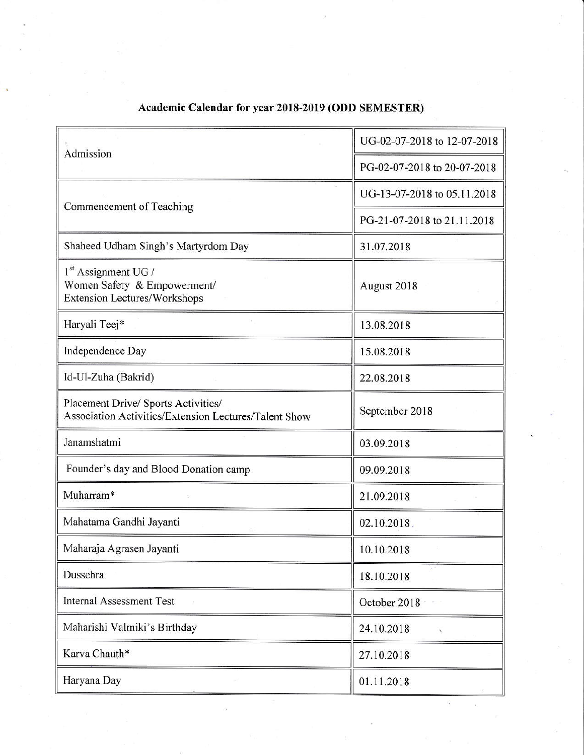# Academic Calendar for year 2018-2019 (ODD SEMESTER)

| Event | Date |
|---|---|
| Admission | UG-02-07-2018 to 12-07-2018 |
| | PG-02-07-2018 to 20-07-2018 |
| Commencement of Teaching | UG-13-07-2018 to 05.11.2018 |
| | PG-21-07-2018 to 21.11.2018 |
| Shaheed Udham Singh's Martyrdom Day | 31.07.2018 |
| 1st Assignment UG / Women Safety & Empowerment/ Extension Lectures/Workshops | August 2018 |
| Haryali Teej* | 13.08.2018 |
| Independence Day | 15.08.2018 |
| Id-Ul-Zuha (Bakrid) | 22.08.2018 |
| Placement Drive/ Sports Activities/ Association Activities/Extension Lectures/Talent Show | September 2018 |
| Janamshatmi | 03.09.2018 |
| Founder's day and Blood Donation camp | 09.09.2018 |
| Muharram* | 21.09.2018 |
| Mahatama Gandhi Jayanti | 02.10.2018 |
| Maharaja Agrasen Jayanti | 10.10.2018 |
| Dussehra | 18.10.2018 |
| Internal Assessment Test | October 2018 |
| Maharishi Valmiki's Birthday | 24.10.2018 |
| Karva Chauth* | 27.10.2018 |
| Haryana Day | 01.11.2018 |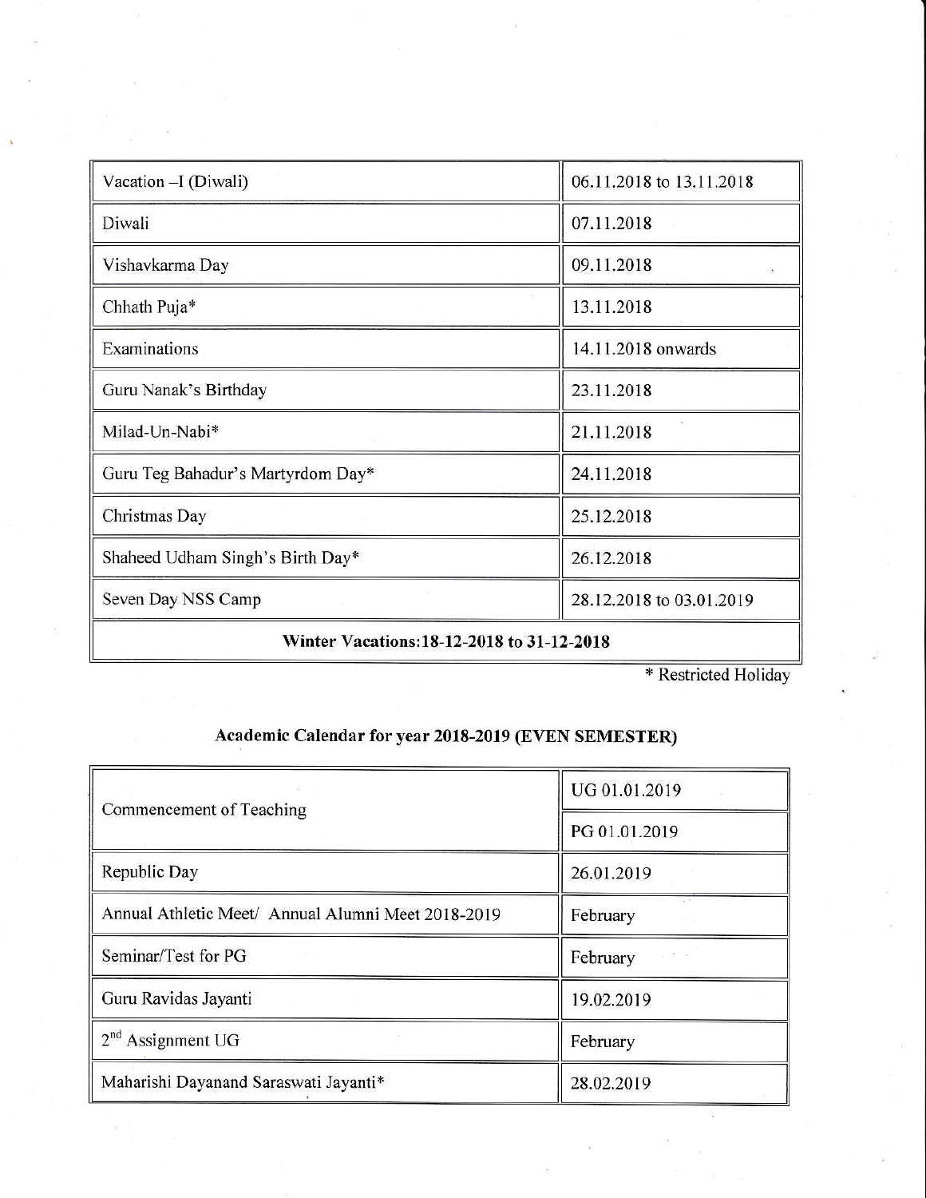| Vacation –I (Diwali) | 06.11.2018 to 13.11.2018 |
| --- | --- |
| Diwali | 07.11.2018 |
| Vishavkarma Day | 09.11.2018 |
| Chhath Puja* | 13.11.2018 |
| Examinations | 14.11.2018 onwards |
| Guru Nanak's Birthday | 23.11.2018 |
| Milad-Un-Nabi* | 21.11.2018 |
| Guru Teg Bahadur's Martyrdom Day* | 24.11.2018 |
| Christmas Day | 25.12.2018 |
| Shaheed Udham Singh's Birth Day* | 26.12.2018 |
| Seven Day NSS Camp | 28.12.2018 to 03.01.2019 |
| **Winter Vacations:18-12-2018 to 31-12-2018** | |

\* Restricted Holiday

## Academic Calendar for year 2018-2019 (EVEN SEMESTER)

| Commencement of Teaching | UG 01.01.2019 |
| --- | --- |
| | PG 01.01.2019 |
| Republic Day | 26.01.2019 |
| Annual Athletic Meet/ Annual Alumni Meet 2018-2019 | February |
| Seminar/Test for PG | February |
| Guru Ravidas Jayanti | 19.02.2019 |
| 2nd Assignment UG | February |
| Maharishi Dayanand Saraswati Jayanti* | 28.02.2019 |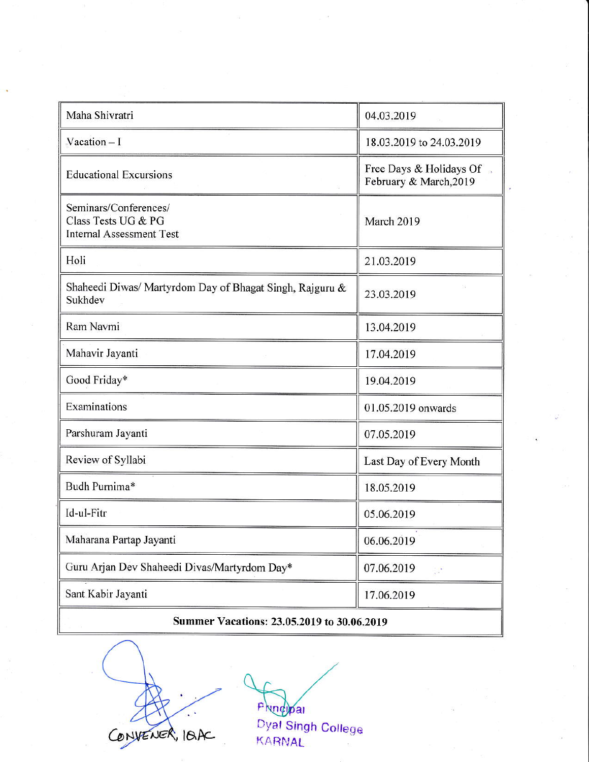| | |
|---|---|
| Maha Shivratri | 04.03.2019 |
| Vacation – I | 18.03.2019 to 24.03.2019 |
| Educational Excursions | Free Days & Holidays Of February & March,2019 |
| Seminars/Conferences/ Class Tests UG & PG Internal Assessment Test | March 2019 |
| Holi | 21.03.2019 |
| Shaheedi Diwas/ Martyrdom Day of Bhagat Singh, Rajguru & Sukhdev | 23.03.2019 |
| Ram Navmi | 13.04.2019 |
| Mahavir Jayanti | 17.04.2019 |
| Good Friday* | 19.04.2019 |
| Examinations | 01.05.2019 onwards |
| Parshuram Jayanti | 07.05.2019 |
| Review of Syllabi | Last Day of Every Month |
| Budh Purnima* | 18.05.2019 |
| Id-ul-Fitr | 05.06.2019 |
| Maharana Partap Jayanti | 06.06.2019 |
| Guru Arjan Dev Shaheedi Divas/Martyrdom Day* | 07.06.2019 |
| Sant Kabir Jayanti | 17.06.2019 |
| **Summer Vacations: 23.05.2019 to 30.06.2019** | |

CONVENER, IQAC

Principal
Dyal Singh College
KARNAL